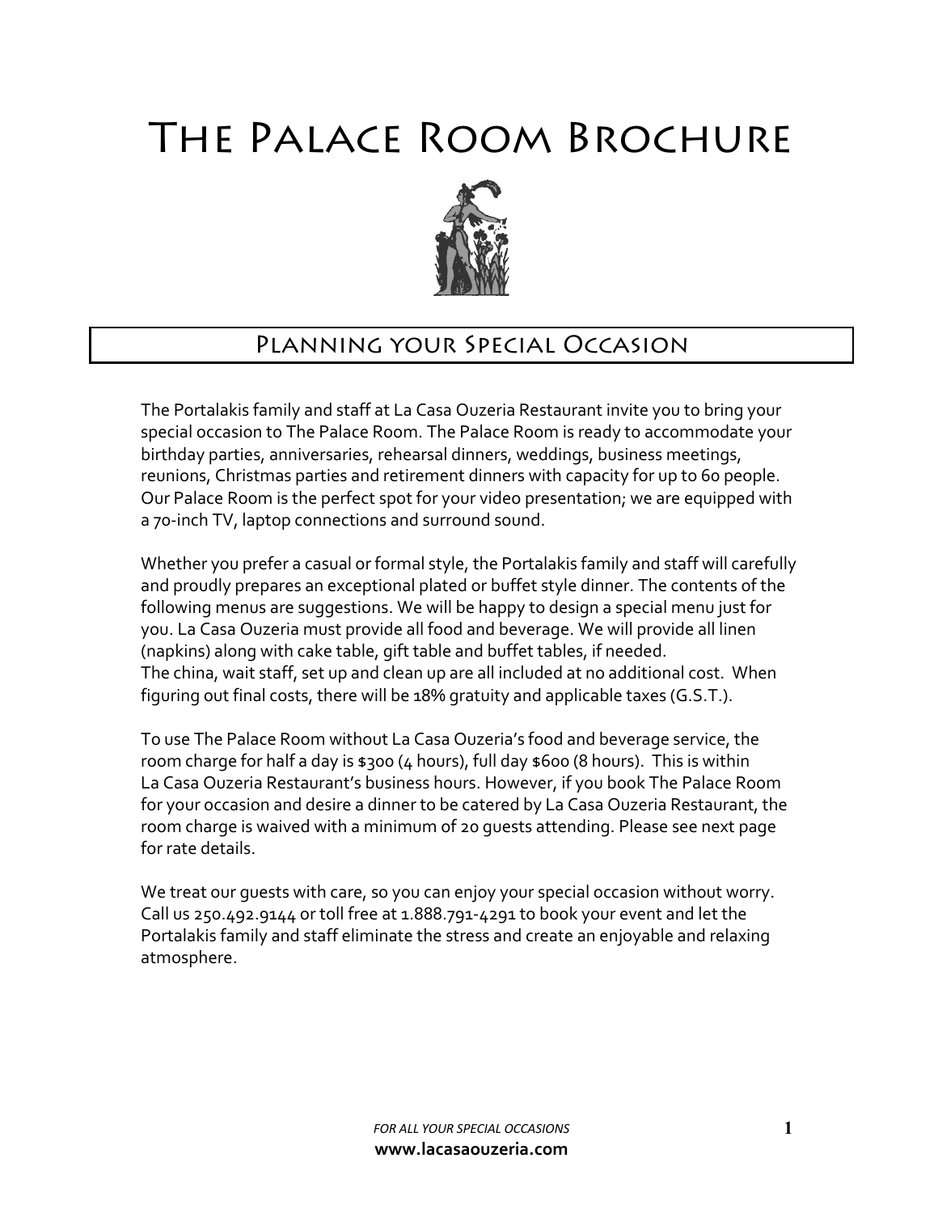# The Palace Room Brochure

## Planning your Special Occasion

The Portalakis family and staff at La Casa Ouzeria Restaurant invite you to bring your special occasion to The Palace Room. The Palace Room is ready to accommodate your birthday parties, anniversaries, rehearsal dinners, weddings, business meetings, reunions, Christmas parties and retirement dinners with capacity for up to 60 people. Our Palace Room is the perfect spot for your video presentation; we are equipped with a 70-inch TV, laptop connections and surround sound.

Whether you prefer a casual or formal style, the Portalakis family and staff will carefully and proudly prepares an exceptional plated or buffet style dinner. The contents of the following menus are suggestions. We will be happy to design a special menu just for you. La Casa Ouzeria must provide all food and beverage. We will provide all linen (napkins) along with cake table, gift table and buffet tables, if needed.
The china, wait staff, set up and clean up are all included at no additional cost. When figuring out final costs, there will be 18% gratuity and applicable taxes (G.S.T.).

To use The Palace Room without La Casa Ouzeria's food and beverage service, the room charge for half a day is $300 (4 hours), full day $600 (8 hours). This is within La Casa Ouzeria Restaurant's business hours. However, if you book The Palace Room for your occasion and desire a dinner to be catered by La Casa Ouzeria Restaurant, the room charge is waived with a minimum of 20 guests attending. Please see next page for rate details.

We treat our guests with care, so you can enjoy your special occasion without worry. Call us 250.492.9144 or toll free at 1.888.791-4291 to book your event and let the Portalakis family and staff eliminate the stress and create an enjoyable and relaxing atmosphere.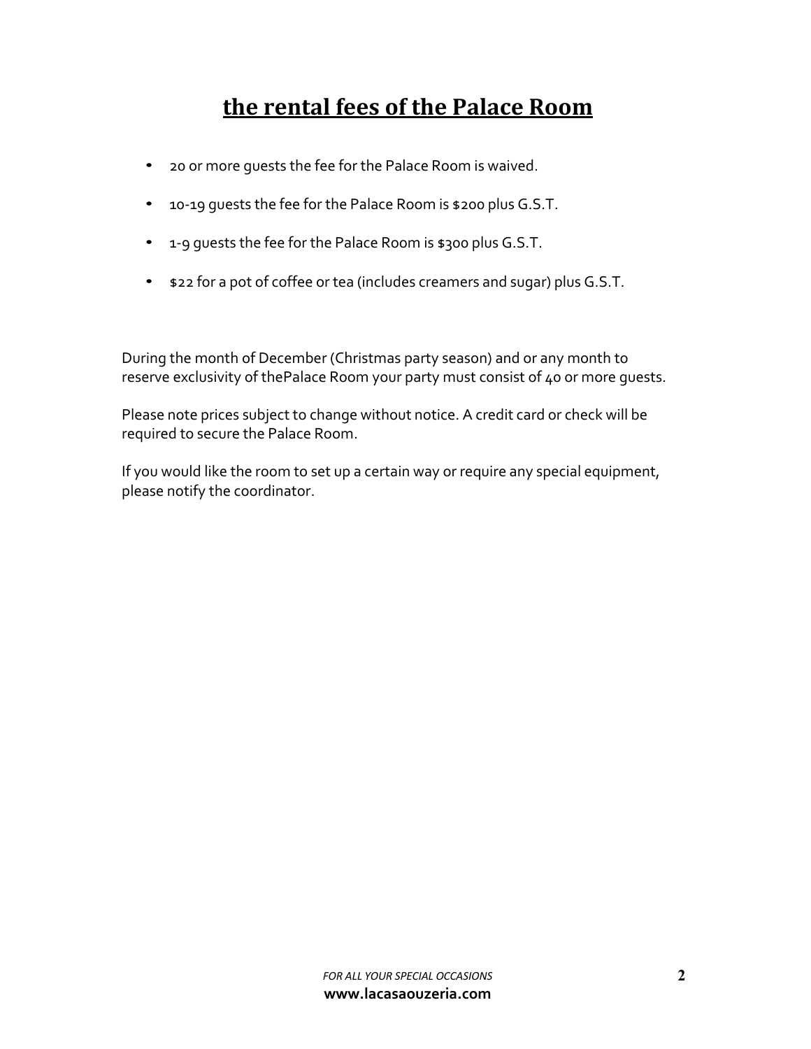# the rental fees of the Palace Room

- 20 or more guests the fee for the Palace Room is waived.
- 10-19 guests the fee for the Palace Room is $200 plus G.S.T.
- 1-9 guests the fee for the Palace Room is $300 plus G.S.T.
- $22 for a pot of coffee or tea (includes creamers and sugar) plus G.S.T.

During the month of December (Christmas party season) and or any month to reserve exclusivity of thePalace Room your party must consist of 40 or more guests.

Please note prices subject to change without notice. A credit card or check will be required to secure the Palace Room.

If you would like the room to set up a certain way or require any special equipment, please notify the coordinator.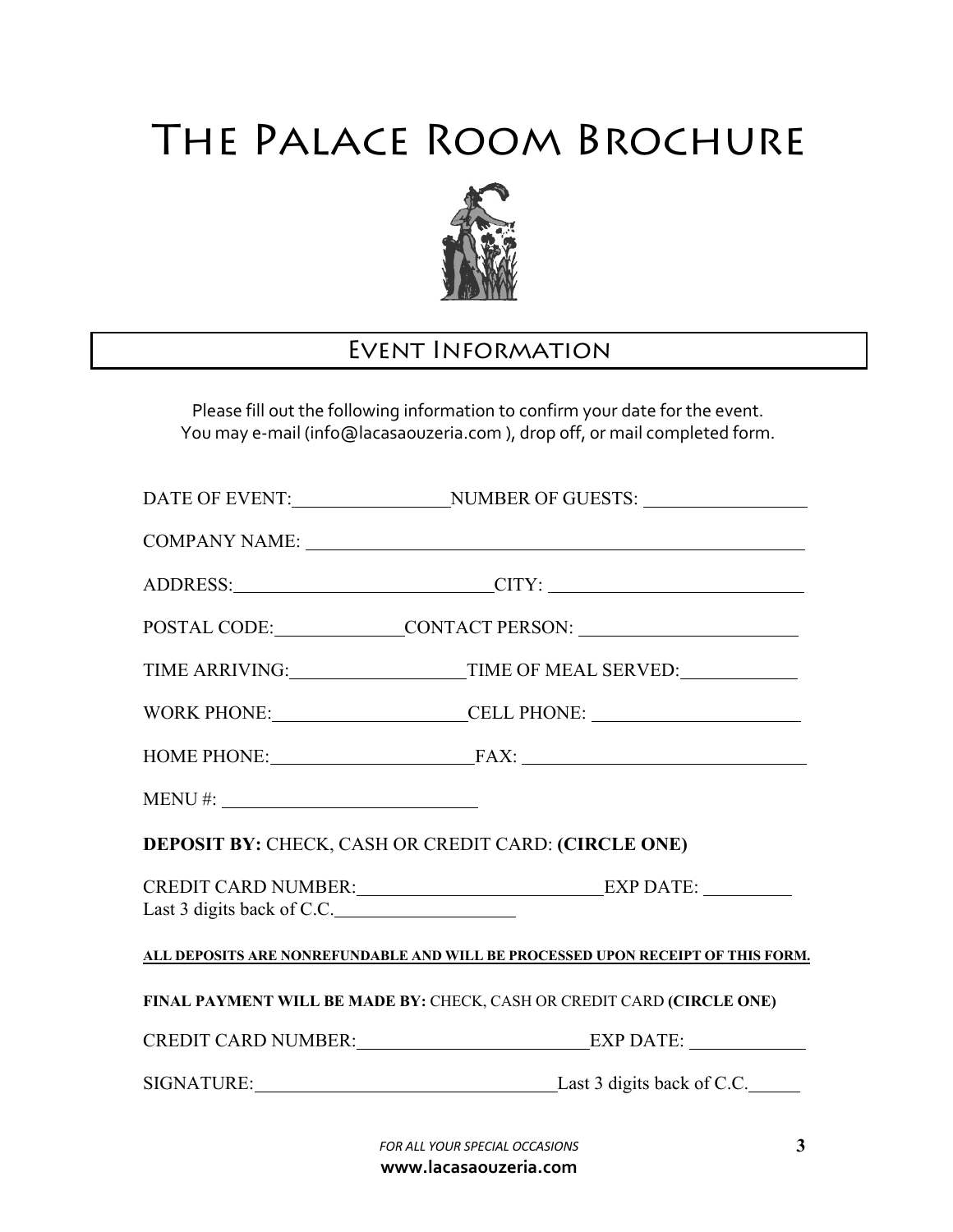# The Palace Room Brochure

## Event Information

Please fill out the following information to confirm your date for the event.
You may e-mail (info@lacasaouzeria.com ), drop off, or mail completed form.

DATE OF EVENT:________________ NUMBER OF GUESTS: ________________

COMPANY NAME: ________________________________________________

ADDRESS:__________________________ CITY: __________________________

POSTAL CODE:_____________ CONTACT PERSON: ______________________

TIME ARRIVING:_________________ TIME OF MEAL SERVED:___________

WORK PHONE:____________________ CELL PHONE: ____________________

HOME PHONE:____________________ FAX: ____________________________

MENU #: __________________________

**DEPOSIT BY:** CHECK, CASH OR CREDIT CARD: **(CIRCLE ONE)**

CREDIT CARD NUMBER:________________________ EXP DATE: _________
Last 3 digits back of C.C.__________________

**ALL DEPOSITS ARE NONREFUNDABLE AND WILL BE PROCESSED UPON RECEIPT OF THIS FORM.**

**FINAL PAYMENT WILL BE MADE BY:** CHECK, CASH OR CREDIT CARD **(CIRCLE ONE)**

CREDIT CARD NUMBER:________________________ EXP DATE: ___________

SIGNATURE:______________________________ Last 3 digits back of C.C._____

*FOR ALL YOUR SPECIAL OCCASIONS*
**www.lacasaouzeria.com**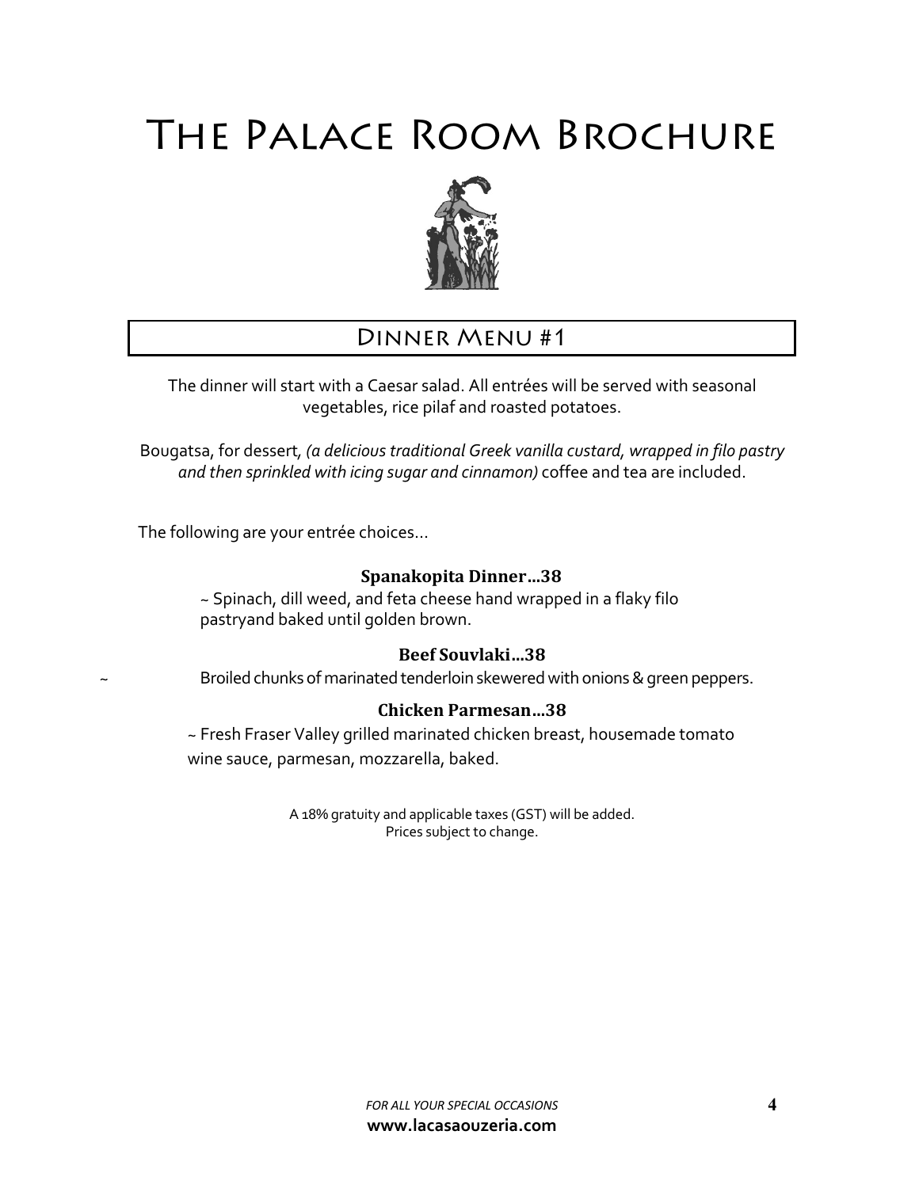# The Palace Room Brochure

## Dinner Menu #1

The dinner will start with a Caesar salad. All entrées will be served with seasonal vegetables, rice pilaf and roasted potatoes.

Bougatsa, for dessert, *(a delicious traditional Greek vanilla custard, wrapped in filo pastry and then sprinkled with icing sugar and cinnamon)* coffee and tea are included.

The following are your entrée choices…

**Spanakopita Dinner…38**

~ Spinach, dill weed, and feta cheese hand wrapped in a flaky filo pastryand baked until golden brown.

**Beef Souvlaki…38**

~ Broiled chunks of marinated tenderloin skewered with onions & green peppers.

**Chicken Parmesan…38**

~ Fresh Fraser Valley grilled marinated chicken breast, housemade tomato wine sauce, parmesan, mozzarella, baked.

A 18% gratuity and applicable taxes (GST) will be added.
Prices subject to change.

*FOR ALL YOUR SPECIAL OCCASIONS*
**www.lacasaouzeria.com**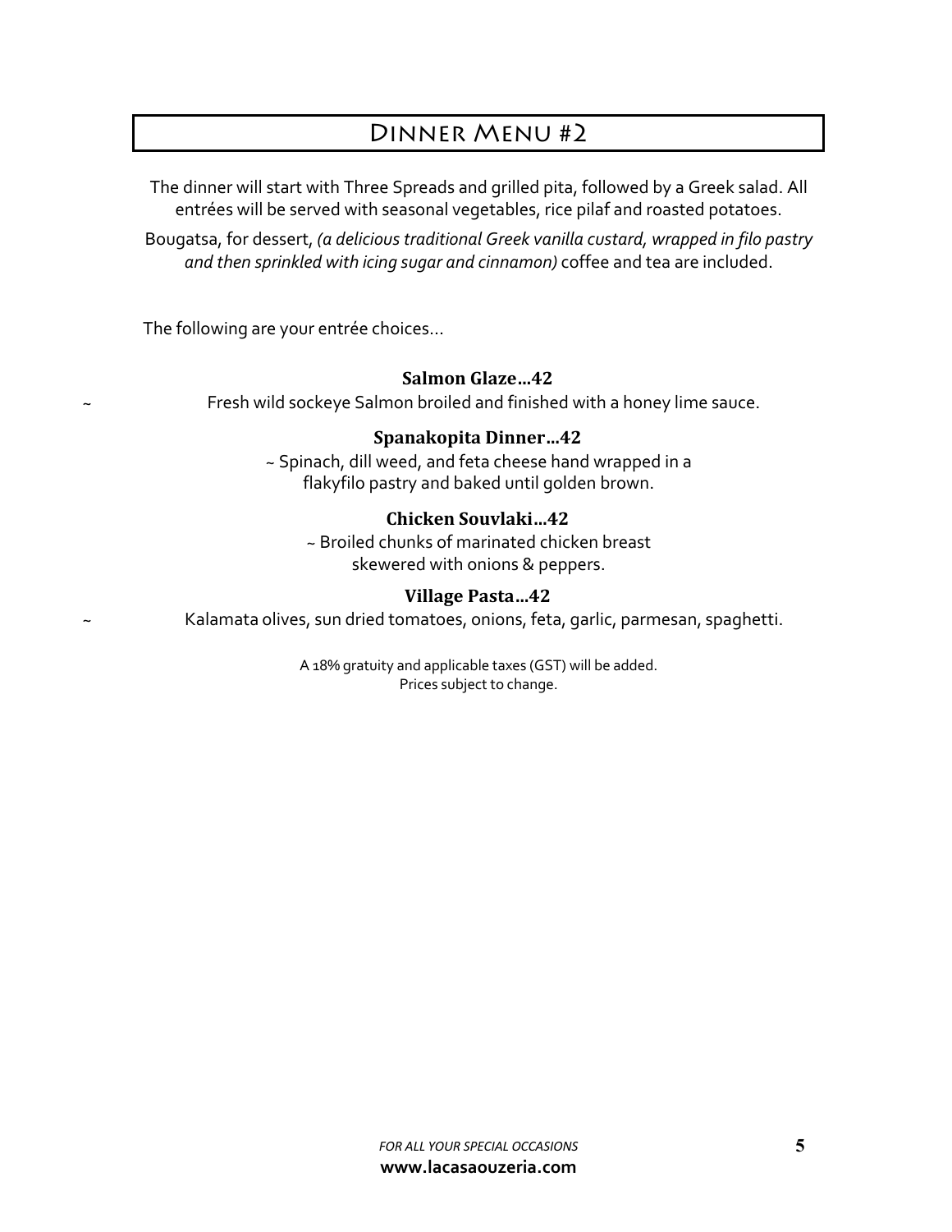# Dinner Menu #2

The dinner will start with Three Spreads and grilled pita, followed by a Greek salad. All entrées will be served with seasonal vegetables, rice pilaf and roasted potatoes.

Bougatsa, for dessert, *(a delicious traditional Greek vanilla custard, wrapped in filo pastry and then sprinkled with icing sugar and cinnamon)* coffee and tea are included.

The following are your entrée choices…

**Salmon Glaze…42**

~ Fresh wild sockeye Salmon broiled and finished with a honey lime sauce.

**Spanakopita Dinner…42**

~ Spinach, dill weed, and feta cheese hand wrapped in a flakyfilo pastry and baked until golden brown.

**Chicken Souvlaki…42**

~ Broiled chunks of marinated chicken breast skewered with onions & peppers.

**Village Pasta…42**

~ Kalamata olives, sun dried tomatoes, onions, feta, garlic, parmesan, spaghetti.

A 18% gratuity and applicable taxes (GST) will be added.
Prices subject to change.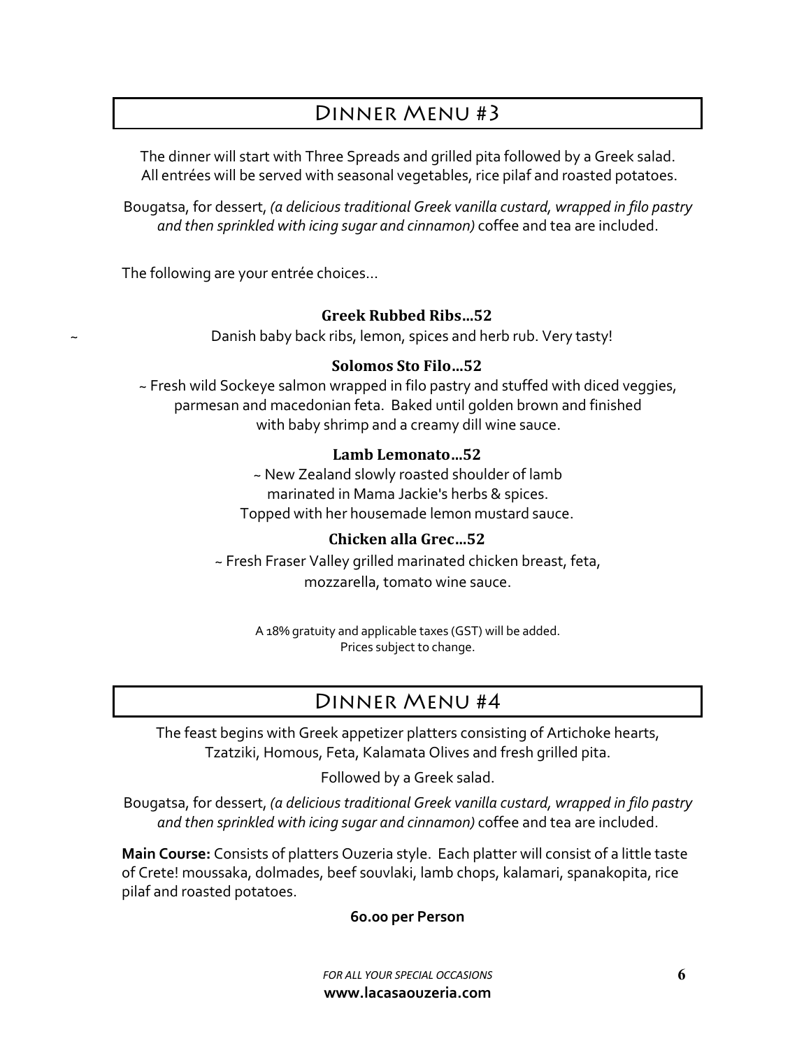## Dinner Menu #3

The dinner will start with Three Spreads and grilled pita followed by a Greek salad. All entrées will be served with seasonal vegetables, rice pilaf and roasted potatoes.

Bougatsa, for dessert, *(a delicious traditional Greek vanilla custard, wrapped in filo pastry and then sprinkled with icing sugar and cinnamon)* coffee and tea are included.

The following are your entrée choices...

**Greek Rubbed Ribs...52**

~ Danish baby back ribs, lemon, spices and herb rub. Very tasty!

**Solomos Sto Filo...52**

~ Fresh wild Sockeye salmon wrapped in filo pastry and stuffed with diced veggies, parmesan and macedonian feta. Baked until golden brown and finished with baby shrimp and a creamy dill wine sauce.

**Lamb Lemonato...52**

~ New Zealand slowly roasted shoulder of lamb marinated in Mama Jackie's herbs & spices. Topped with her housemade lemon mustard sauce.

**Chicken alla Grec...52**

~ Fresh Fraser Valley grilled marinated chicken breast, feta, mozzarella, tomato wine sauce.

A 18% gratuity and applicable taxes (GST) will be added.
Prices subject to change.

## Dinner Menu #4

The feast begins with Greek appetizer platters consisting of Artichoke hearts, Tzatziki, Homous, Feta, Kalamata Olives and fresh grilled pita.

Followed by a Greek salad.

Bougatsa, for dessert, *(a delicious traditional Greek vanilla custard, wrapped in filo pastry and then sprinkled with icing sugar and cinnamon)* coffee and tea are included.

**Main Course:** Consists of platters Ouzeria style. Each platter will consist of a little taste of Crete! moussaka, dolmades, beef souvlaki, lamb chops, kalamari, spanakopita, rice pilaf and roasted potatoes.

**60.00 per Person**

*FOR ALL YOUR SPECIAL OCCASIONS*
**www.lacasaouzeria.com**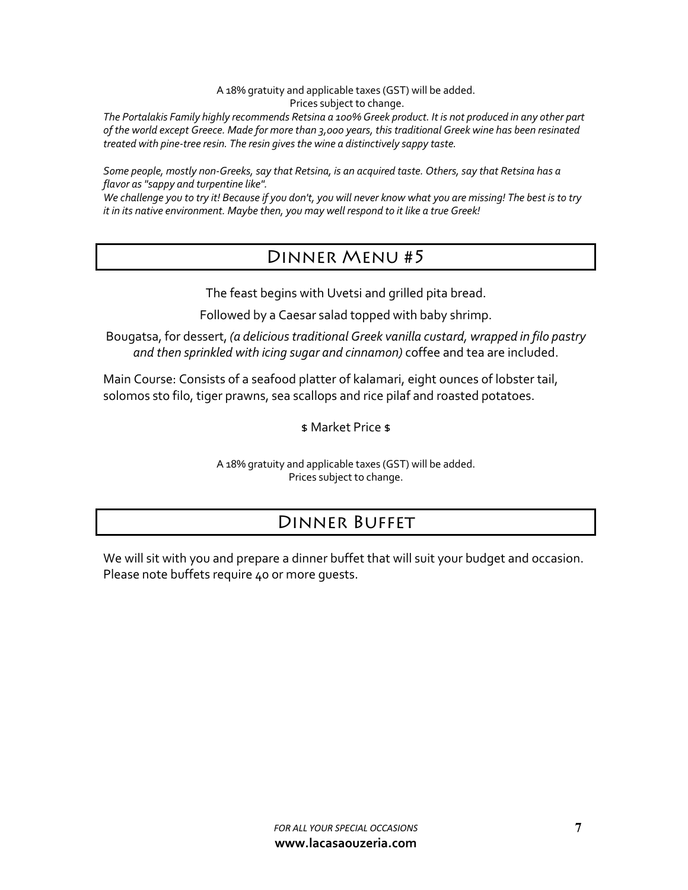A 18% gratuity and applicable taxes (GST) will be added.
Prices subject to change.

*The Portalakis Family highly recommends Retsina a 100% Greek product. It is not produced in any other part of the world except Greece. Made for more than 3,000 years, this traditional Greek wine has been resinated treated with pine-tree resin. The resin gives the wine a distinctively sappy taste.*

*Some people, mostly non-Greeks, say that Retsina, is an acquired taste. Others, say that Retsina has a flavor as "sappy and turpentine like".*
*We challenge you to try it! Because if you don't, you will never know what you are missing! The best is to try it in its native environment. Maybe then, you may well respond to it like a true Greek!*

## Dinner Menu #5

The feast begins with Uvetsi and grilled pita bread.

Followed by a Caesar salad topped with baby shrimp.

Bougatsa, for dessert, *(a delicious traditional Greek vanilla custard, wrapped in filo pastry and then sprinkled with icing sugar and cinnamon)* coffee and tea are included.

Main Course: Consists of a seafood platter of kalamari, eight ounces of lobster tail, solomos sto filo, tiger prawns, sea scallops and rice pilaf and roasted potatoes.

$ Market Price $

A 18% gratuity and applicable taxes (GST) will be added.
Prices subject to change.

## Dinner Buffet

We will sit with you and prepare a dinner buffet that will suit your budget and occasion. Please note buffets require 40 or more guests.

*FOR ALL YOUR SPECIAL OCCASIONS*
**www.lacasaouzeria.com**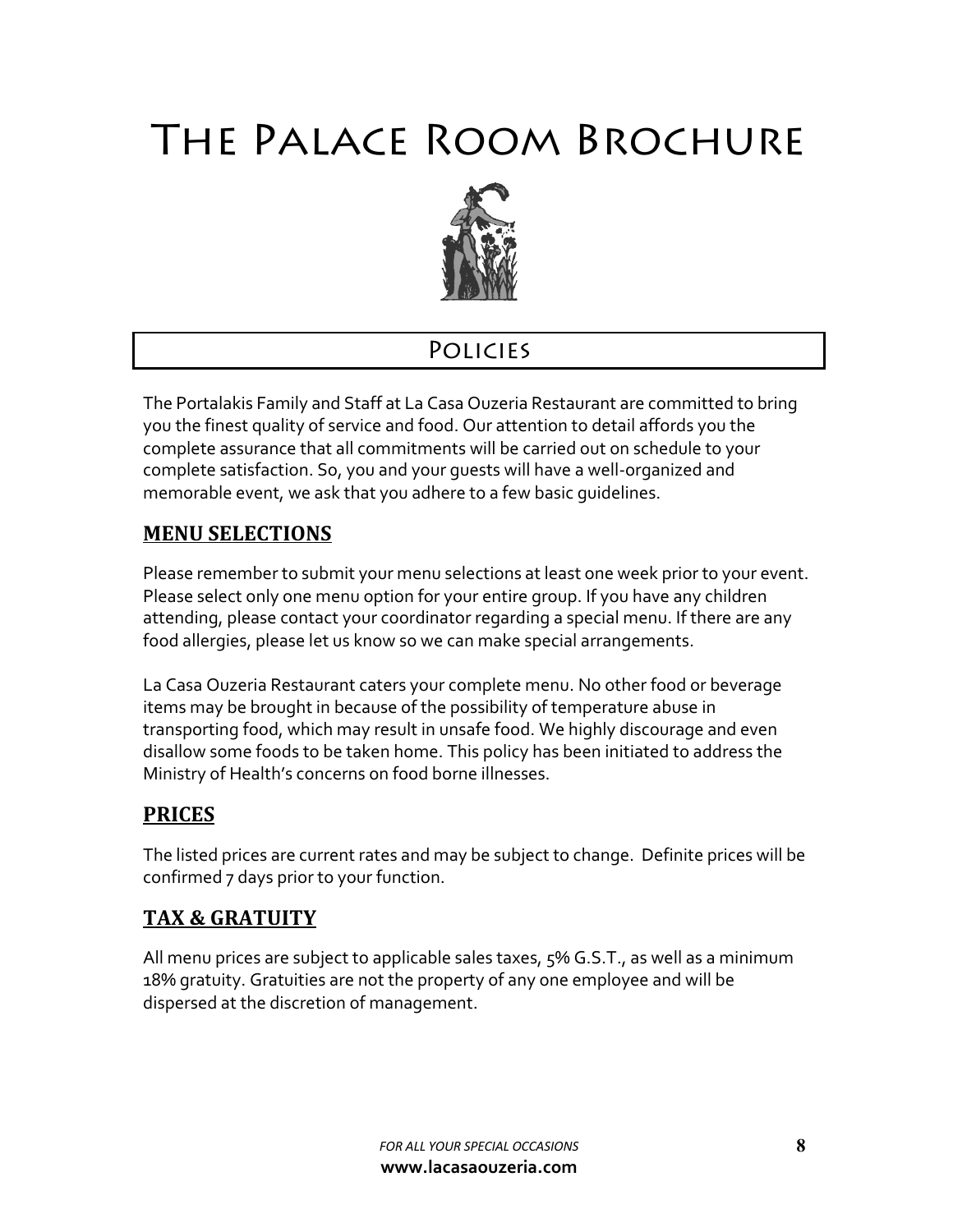# The Palace Room Brochure

## Policies

The Portalakis Family and Staff at La Casa Ouzeria Restaurant are committed to bring you the finest quality of service and food. Our attention to detail affords you the complete assurance that all commitments will be carried out on schedule to your complete satisfaction. So, you and your guests will have a well-organized and memorable event, we ask that you adhere to a few basic guidelines.

### MENU SELECTIONS

Please remember to submit your menu selections at least one week prior to your event. Please select only one menu option for your entire group. If you have any children attending, please contact your coordinator regarding a special menu. If there are any food allergies, please let us know so we can make special arrangements.

La Casa Ouzeria Restaurant caters your complete menu. No other food or beverage items may be brought in because of the possibility of temperature abuse in transporting food, which may result in unsafe food. We highly discourage and even disallow some foods to be taken home. This policy has been initiated to address the Ministry of Health's concerns on food borne illnesses.

### PRICES

The listed prices are current rates and may be subject to change. Definite prices will be confirmed 7 days prior to your function.

### TAX & GRATUITY

All menu prices are subject to applicable sales taxes, 5% G.S.T., as well as a minimum 18% gratuity. Gratuities are not the property of any one employee and will be dispersed at the discretion of management.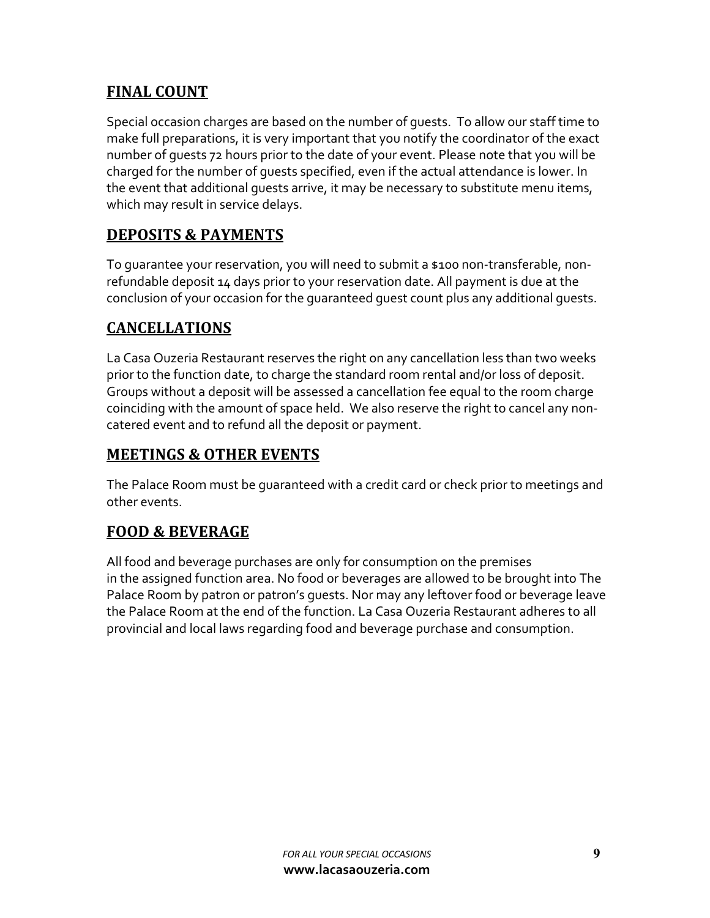## **FINAL COUNT**

Special occasion charges are based on the number of guests. To allow our staff time to make full preparations, it is very important that you notify the coordinator of the exact number of guests 72 hours prior to the date of your event. Please note that you will be charged for the number of guests specified, even if the actual attendance is lower. In the event that additional guests arrive, it may be necessary to substitute menu items, which may result in service delays.

## **DEPOSITS & PAYMENTS**

To guarantee your reservation, you will need to submit a $100 non-transferable, non-refundable deposit 14 days prior to your reservation date. All payment is due at the conclusion of your occasion for the guaranteed guest count plus any additional guests.

## **CANCELLATIONS**

La Casa Ouzeria Restaurant reserves the right on any cancellation less than two weeks prior to the function date, to charge the standard room rental and/or loss of deposit. Groups without a deposit will be assessed a cancellation fee equal to the room charge coinciding with the amount of space held. We also reserve the right to cancel any non-catered event and to refund all the deposit or payment.

## **MEETINGS & OTHER EVENTS**

The Palace Room must be guaranteed with a credit card or check prior to meetings and other events.

## **FOOD & BEVERAGE**

All food and beverage purchases are only for consumption on the premises in the assigned function area. No food or beverages are allowed to be brought into The Palace Room by patron or patron's guests. Nor may any leftover food or beverage leave the Palace Room at the end of the function. La Casa Ouzeria Restaurant adheres to all provincial and local laws regarding food and beverage purchase and consumption.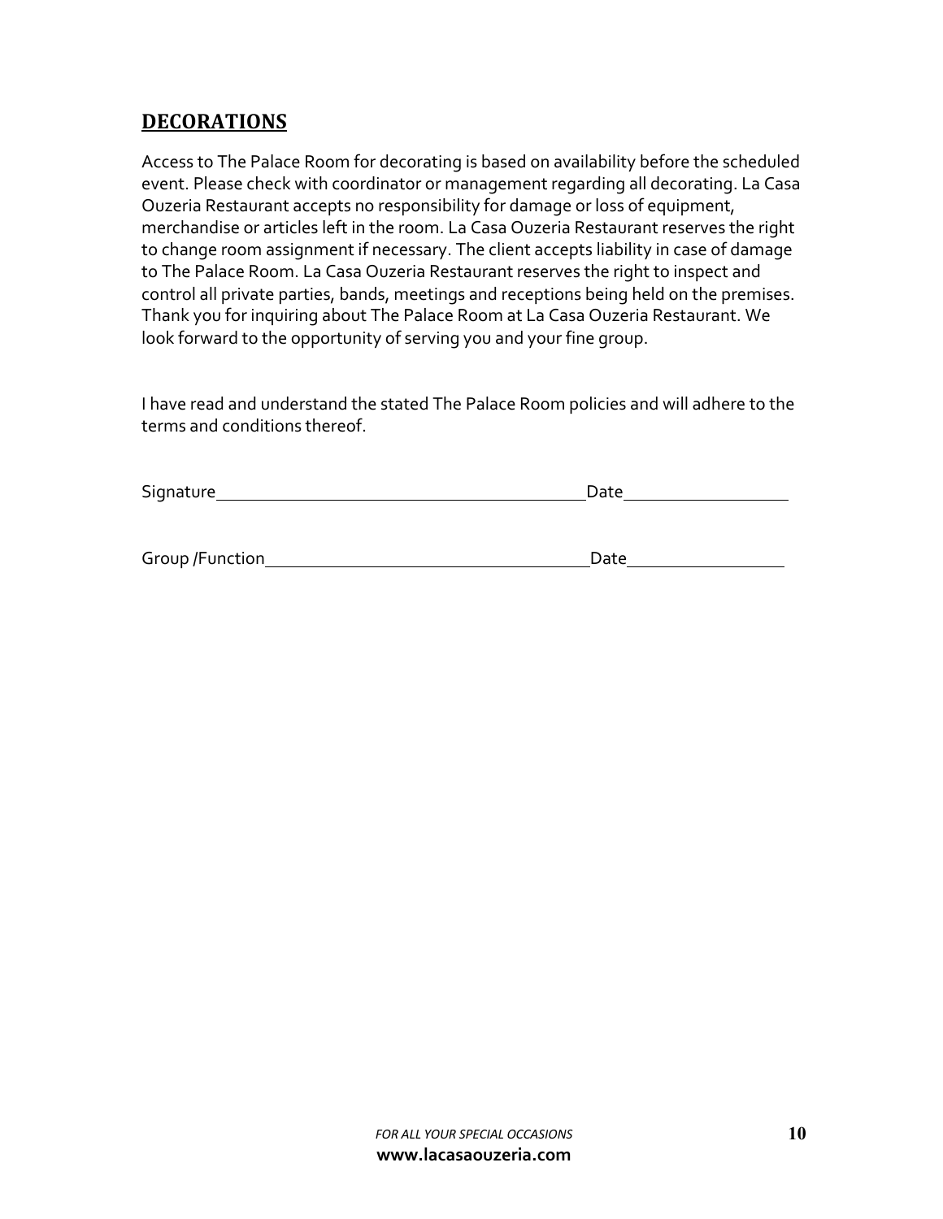## DECORATIONS

Access to The Palace Room for decorating is based on availability before the scheduled event. Please check with coordinator or management regarding all decorating. La Casa Ouzeria Restaurant accepts no responsibility for damage or loss of equipment, merchandise or articles left in the room. La Casa Ouzeria Restaurant reserves the right to change room assignment if necessary. The client accepts liability in case of damage to The Palace Room. La Casa Ouzeria Restaurant reserves the right to inspect and control all private parties, bands, meetings and receptions being held on the premises. Thank you for inquiring about The Palace Room at La Casa Ouzeria Restaurant. We look forward to the opportunity of serving you and your fine group.

I have read and understand the stated The Palace Room policies and will adhere to the terms and conditions thereof.

Signature\_\_\_\_\_\_\_\_\_\_\_\_\_\_\_\_\_\_\_\_\_\_\_\_\_\_\_\_\_\_\_\_\_\_\_\_\_\_\_\_ Date\_\_\_\_\_\_\_\_\_\_\_\_\_\_\_\_\_\_

Group /Function\_\_\_\_\_\_\_\_\_\_\_\_\_\_\_\_\_\_\_\_\_\_\_\_\_\_\_\_\_\_\_\_\_\_\_ Date\_\_\_\_\_\_\_\_\_\_\_\_\_\_\_\_\_\_

*FOR ALL YOUR SPECIAL OCCASIONS*

**www.lacasaouzeria.com**